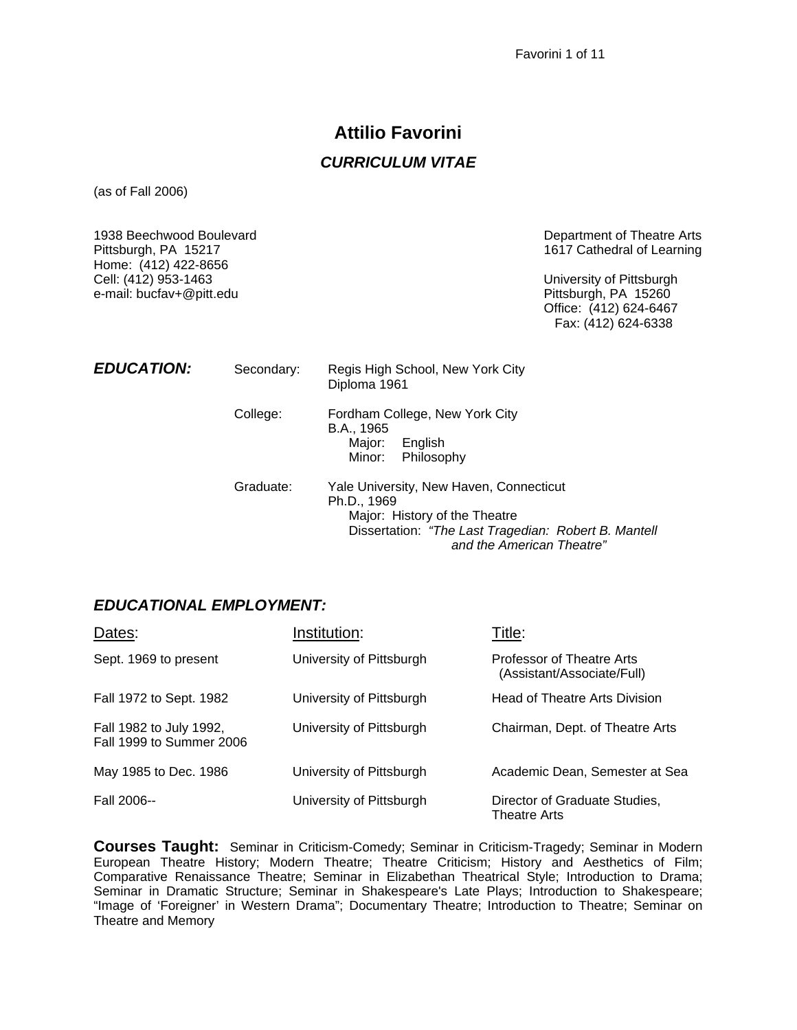# Attilio Favorini

## *CURRICULUM VITAE*

(as of Fall 2006)

1938 Beechwood Boulevard
Pittsburgh, PA 15217
Home: (412) 422-8656
Cell: (412) 953-1463
e-mail: bucfav+@pitt.edu

Department of Theatre Arts
1617 Cathedral of Learning

University of Pittsburgh
Pittsburgh, PA 15260
Office: (412) 624-6467
Fax: (412) 624-6338

## *EDUCATION:*

**Secondary:** Regis High School, New York City
Diploma 1961

**College:** Fordham College, New York City
B.A., 1965
Major: English
Minor: Philosophy

**Graduate:** Yale University, New Haven, Connecticut
Ph.D., 1969
Major: History of the Theatre
Dissertation: *"The Last Tragedian: Robert B. Mantell and the American Theatre"*

## *EDUCATIONAL EMPLOYMENT:*

| Dates: | Institution: | Title: |
|---|---|---|
| Sept. 1969 to present | University of Pittsburgh | Professor of Theatre Arts (Assistant/Associate/Full) |
| Fall 1972 to Sept. 1982 | University of Pittsburgh | Head of Theatre Arts Division |
| Fall 1982 to July 1992, Fall 1999 to Summer 2006 | University of Pittsburgh | Chairman, Dept. of Theatre Arts |
| May 1985 to Dec. 1986 | University of Pittsburgh | Academic Dean, Semester at Sea |
| Fall 2006-- | University of Pittsburgh | Director of Graduate Studies, Theatre Arts |

**Courses Taught:** Seminar in Criticism-Comedy; Seminar in Criticism-Tragedy; Seminar in Modern European Theatre History; Modern Theatre; Theatre Criticism; History and Aesthetics of Film; Comparative Renaissance Theatre; Seminar in Elizabethan Theatrical Style; Introduction to Drama; Seminar in Dramatic Structure; Seminar in Shakespeare's Late Plays; Introduction to Shakespeare; "Image of 'Foreigner' in Western Drama"; Documentary Theatre; Introduction to Theatre; Seminar on Theatre and Memory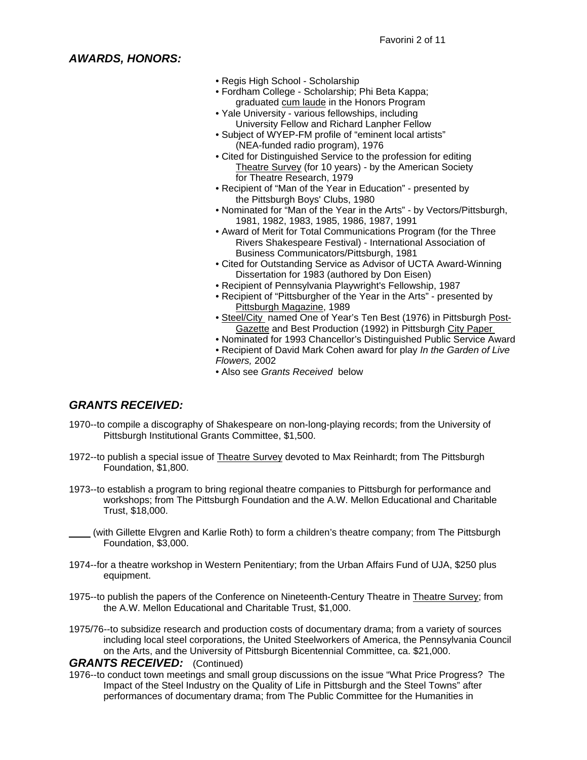## *AWARDS, HONORS:*

- Regis High School - Scholarship
- Fordham College - Scholarship; Phi Beta Kappa; graduated cum laude in the Honors Program
- Yale University - various fellowships, including University Fellow and Richard Lanpher Fellow
- Subject of WYEP-FM profile of "eminent local artists" (NEA-funded radio program), 1976
- Cited for Distinguished Service to the profession for editing Theatre Survey (for 10 years) - by the American Society for Theatre Research, 1979
- Recipient of "Man of the Year in Education" - presented by the Pittsburgh Boys' Clubs, 1980
- Nominated for "Man of the Year in the Arts" - by Vectors/Pittsburgh, 1981, 1982, 1983, 1985, 1986, 1987, 1991
- Award of Merit for Total Communications Program (for the Three Rivers Shakespeare Festival) - International Association of Business Communicators/Pittsburgh, 1981
- Cited for Outstanding Service as Advisor of UCTA Award-Winning Dissertation for 1983 (authored by Don Eisen)
- Recipient of Pennsylvania Playwright's Fellowship, 1987
- Recipient of "Pittsburgher of the Year in the Arts" - presented by Pittsburgh Magazine, 1989
- Steel/City named One of Year's Ten Best (1976) in Pittsburgh Post-Gazette and Best Production (1992) in Pittsburgh City Paper
- Nominated for 1993 Chancellor's Distinguished Public Service Award
- Recipient of David Mark Cohen award for play *In the Garden of Live Flowers,* 2002
- Also see *Grants Received* below

## *GRANTS RECEIVED:*

1970--to compile a discography of Shakespeare on non-long-playing records; from the University of Pittsburgh Institutional Grants Committee, $1,500.

1972--to publish a special issue of Theatre Survey devoted to Max Reinhardt; from The Pittsburgh Foundation, $1,800.

1973--to establish a program to bring regional theatre companies to Pittsburgh for performance and workshops; from The Pittsburgh Foundation and the A.W. Mellon Educational and Charitable Trust, $18,000.

____ (with Gillette Elvgren and Karlie Roth) to form a children's theatre company; from The Pittsburgh Foundation, $3,000.

1974--for a theatre workshop in Western Penitentiary; from the Urban Affairs Fund of UJA, $250 plus equipment.

1975--to publish the papers of the Conference on Nineteenth-Century Theatre in Theatre Survey; from the A.W. Mellon Educational and Charitable Trust, $1,000.

1975/76--to subsidize research and production costs of documentary drama; from a variety of sources including local steel corporations, the United Steelworkers of America, the Pennsylvania Council on the Arts, and the University of Pittsburgh Bicentennial Committee, ca. $21,000.

## *GRANTS RECEIVED:* (Continued)

1976--to conduct town meetings and small group discussions on the issue "What Price Progress? The Impact of the Steel Industry on the Quality of Life in Pittsburgh and the Steel Towns" after performances of documentary drama; from The Public Committee for the Humanities in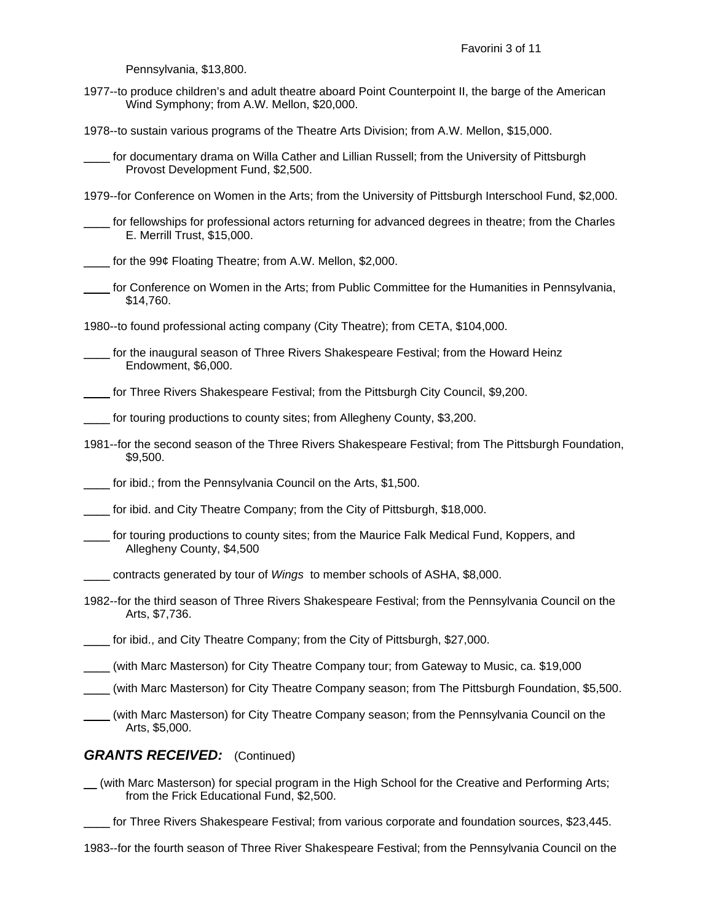Pennsylvania, $13,800.

1977--to produce children's and adult theatre aboard Point Counterpoint II, the barge of the American Wind Symphony; from A.W. Mellon, $20,000.

1978--to sustain various programs of the Theatre Arts Division; from A.W. Mellon, $15,000.

____ for documentary drama on Willa Cather and Lillian Russell; from the University of Pittsburgh Provost Development Fund, $2,500.

1979--for Conference on Women in the Arts; from the University of Pittsburgh Interschool Fund, $2,000.

____ for fellowships for professional actors returning for advanced degrees in theatre; from the Charles E. Merrill Trust, $15,000.

____ for the 99¢ Floating Theatre; from A.W. Mellon, $2,000.

____ for Conference on Women in the Arts; from Public Committee for the Humanities in Pennsylvania, $14,760.

1980--to found professional acting company (City Theatre); from CETA, $104,000.

____ for the inaugural season of Three Rivers Shakespeare Festival; from the Howard Heinz Endowment, $6,000.

____ for Three Rivers Shakespeare Festival; from the Pittsburgh City Council, $9,200.

____ for touring productions to county sites; from Allegheny County, $3,200.

1981--for the second season of the Three Rivers Shakespeare Festival; from The Pittsburgh Foundation, $9,500.

____ for ibid.; from the Pennsylvania Council on the Arts, $1,500.

____ for ibid. and City Theatre Company; from the City of Pittsburgh, $18,000.

____ for touring productions to county sites; from the Maurice Falk Medical Fund, Koppers, and Allegheny County, $4,500

____ contracts generated by tour of *Wings* to member schools of ASHA, $8,000.

1982--for the third season of Three Rivers Shakespeare Festival; from the Pennsylvania Council on the Arts, $7,736.

____ for ibid., and City Theatre Company; from the City of Pittsburgh, $27,000.

____ (with Marc Masterson) for City Theatre Company tour; from Gateway to Music, ca. $19,000

____ (with Marc Masterson) for City Theatre Company season; from The Pittsburgh Foundation, $5,500.

____ (with Marc Masterson) for City Theatre Company season; from the Pennsylvania Council on the Arts, $5,000.

## *GRANTS RECEIVED:* (Continued)

__ (with Marc Masterson) for special program in the High School for the Creative and Performing Arts; from the Frick Educational Fund, $2,500.

____ for Three Rivers Shakespeare Festival; from various corporate and foundation sources, $23,445.

1983--for the fourth season of Three River Shakespeare Festival; from the Pennsylvania Council on the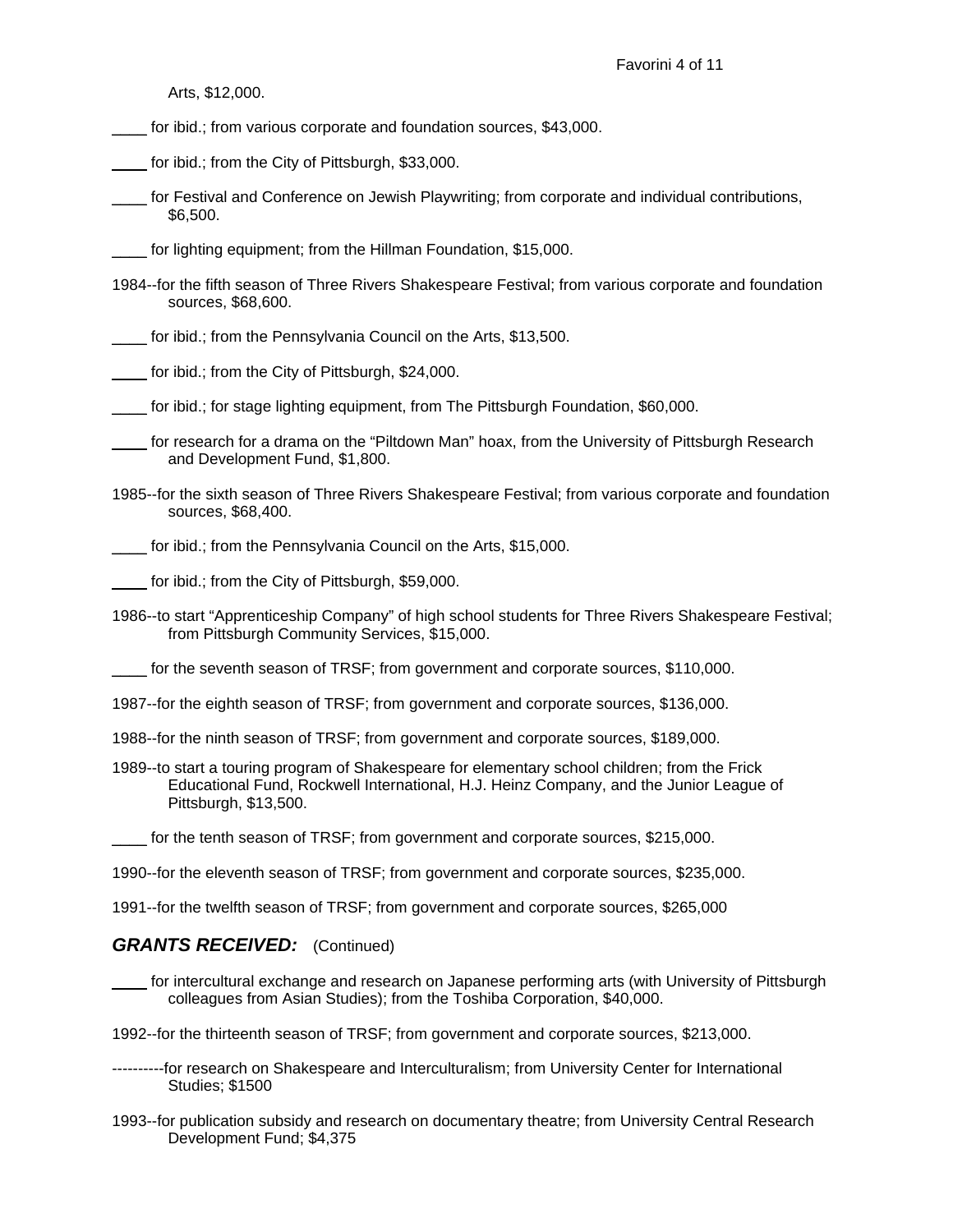Arts, $12,000.

____ for ibid.; from various corporate and foundation sources, $43,000.

____ for ibid.; from the City of Pittsburgh, $33,000.

____ for Festival and Conference on Jewish Playwriting; from corporate and individual contributions, $6,500.

____ for lighting equipment; from the Hillman Foundation, $15,000.

1984--for the fifth season of Three Rivers Shakespeare Festival; from various corporate and foundation sources, $68,600.

____ for ibid.; from the Pennsylvania Council on the Arts, $13,500.

____ for ibid.; from the City of Pittsburgh, $24,000.

____ for ibid.; for stage lighting equipment, from The Pittsburgh Foundation, $60,000.

____ for research for a drama on the "Piltdown Man" hoax, from the University of Pittsburgh Research and Development Fund, $1,800.

1985--for the sixth season of Three Rivers Shakespeare Festival; from various corporate and foundation sources, $68,400.

____ for ibid.; from the Pennsylvania Council on the Arts, $15,000.

____ for ibid.; from the City of Pittsburgh, $59,000.

1986--to start "Apprenticeship Company" of high school students for Three Rivers Shakespeare Festival; from Pittsburgh Community Services, $15,000.

____ for the seventh season of TRSF; from government and corporate sources, $110,000.

1987--for the eighth season of TRSF; from government and corporate sources, $136,000.

1988--for the ninth season of TRSF; from government and corporate sources, $189,000.

1989--to start a touring program of Shakespeare for elementary school children; from the Frick Educational Fund, Rockwell International, H.J. Heinz Company, and the Junior League of Pittsburgh, $13,500.

____ for the tenth season of TRSF; from government and corporate sources, $215,000.

1990--for the eleventh season of TRSF; from government and corporate sources, $235,000.

1991--for the twelfth season of TRSF; from government and corporate sources, $265,000

## *GRANTS RECEIVED:* (Continued)

____ for intercultural exchange and research on Japanese performing arts (with University of Pittsburgh colleagues from Asian Studies); from the Toshiba Corporation, $40,000.

1992--for the thirteenth season of TRSF; from government and corporate sources, $213,000.

----------for research on Shakespeare and Interculturalism; from University Center for International Studies; $1500

1993--for publication subsidy and research on documentary theatre; from University Central Research Development Fund; $4,375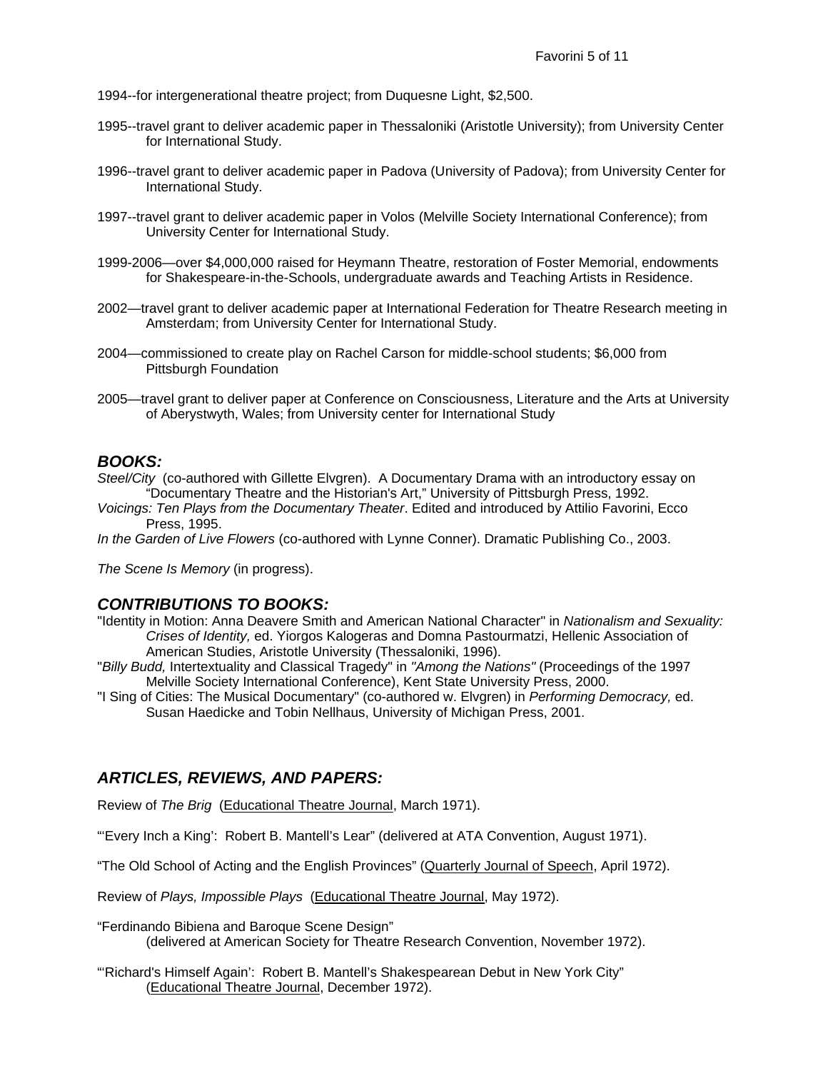1994--for intergenerational theatre project; from Duquesne Light, $2,500.

1995--travel grant to deliver academic paper in Thessaloniki (Aristotle University); from University Center for International Study.

1996--travel grant to deliver academic paper in Padova (University of Padova); from University Center for International Study.

1997--travel grant to deliver academic paper in Volos (Melville Society International Conference); from University Center for International Study.

1999-2006—over $4,000,000 raised for Heymann Theatre, restoration of Foster Memorial, endowments for Shakespeare-in-the-Schools, undergraduate awards and Teaching Artists in Residence.

2002—travel grant to deliver academic paper at International Federation for Theatre Research meeting in Amsterdam; from University Center for International Study.

2004—commissioned to create play on Rachel Carson for middle-school students; $6,000 from Pittsburgh Foundation

2005—travel grant to deliver paper at Conference on Consciousness, Literature and the Arts at University of Aberystwyth, Wales; from University center for International Study

## *BOOKS:*

*Steel/City* (co-authored with Gillette Elvgren). A Documentary Drama with an introductory essay on "Documentary Theatre and the Historian's Art," University of Pittsburgh Press, 1992.

*Voicings: Ten Plays from the Documentary Theater*. Edited and introduced by Attilio Favorini, Ecco Press, 1995.

*In the Garden of Live Flowers* (co-authored with Lynne Conner). Dramatic Publishing Co., 2003.

*The Scene Is Memory* (in progress).

## *CONTRIBUTIONS TO BOOKS:*

"Identity in Motion: Anna Deavere Smith and American National Character" in *Nationalism and Sexuality: Crises of Identity,* ed. Yiorgos Kalogeras and Domna Pastourmatzi, Hellenic Association of American Studies, Aristotle University (Thessaloniki, 1996).

"*Billy Budd,* Intertextuality and Classical Tragedy" in *"Among the Nations"* (Proceedings of the 1997 Melville Society International Conference), Kent State University Press, 2000.

"I Sing of Cities: The Musical Documentary" (co-authored w. Elvgren) in *Performing Democracy,* ed. Susan Haedicke and Tobin Nellhaus, University of Michigan Press, 2001.

## *ARTICLES, REVIEWS, AND PAPERS:*

Review of *The Brig* (Educational Theatre Journal, March 1971).

"'Every Inch a King': Robert B. Mantell's Lear" (delivered at ATA Convention, August 1971).

"The Old School of Acting and the English Provinces" (Quarterly Journal of Speech, April 1972).

Review of *Plays, Impossible Plays* (Educational Theatre Journal, May 1972).

"Ferdinando Bibiena and Baroque Scene Design" (delivered at American Society for Theatre Research Convention, November 1972).

"'Richard's Himself Again': Robert B. Mantell's Shakespearean Debut in New York City" (Educational Theatre Journal, December 1972).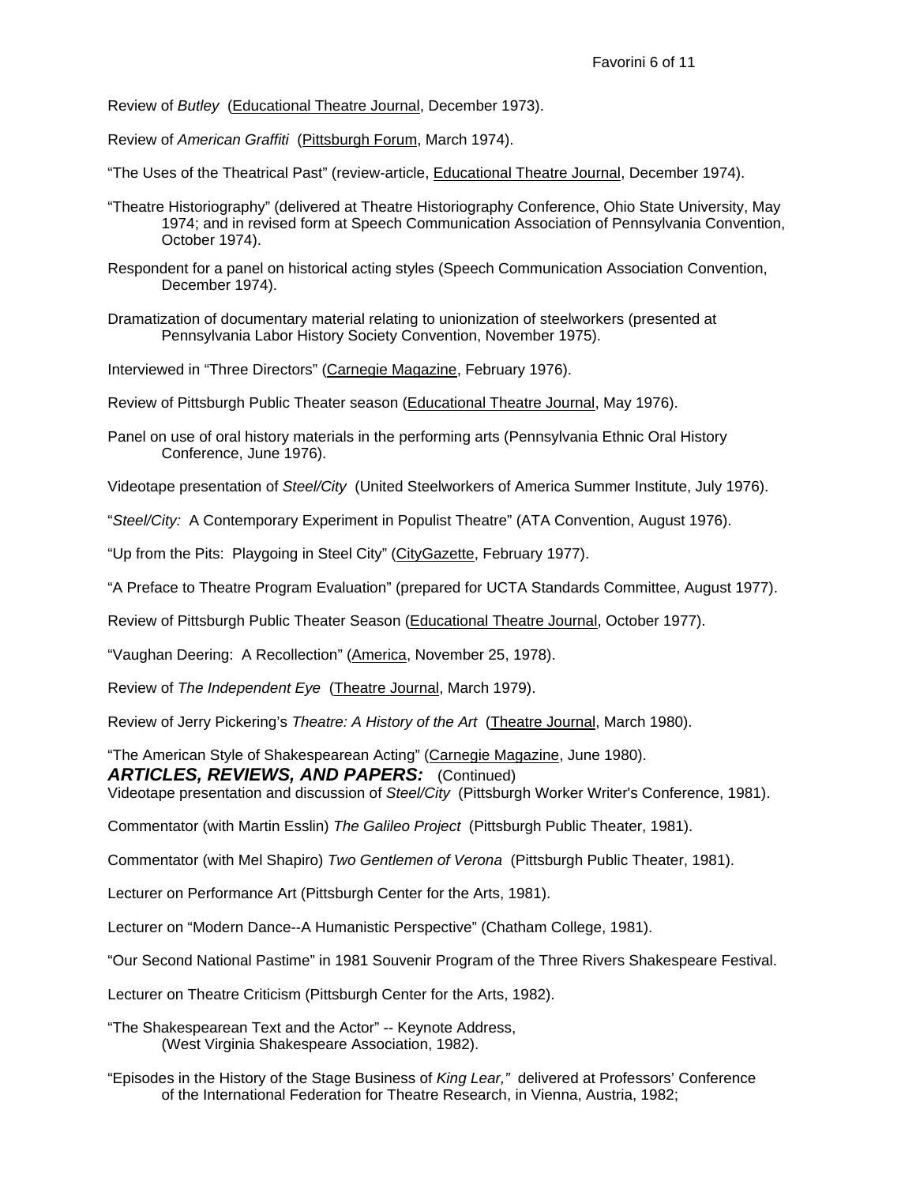Review of *Butley* (Educational Theatre Journal, December 1973).

Review of *American Graffiti* (Pittsburgh Forum, March 1974).

"The Uses of the Theatrical Past" (review-article, Educational Theatre Journal, December 1974).

"Theatre Historiography" (delivered at Theatre Historiography Conference, Ohio State University, May 1974; and in revised form at Speech Communication Association of Pennsylvania Convention, October 1974).

Respondent for a panel on historical acting styles (Speech Communication Association Convention, December 1974).

Dramatization of documentary material relating to unionization of steelworkers (presented at Pennsylvania Labor History Society Convention, November 1975).

Interviewed in "Three Directors" (Carnegie Magazine, February 1976).

Review of Pittsburgh Public Theater season (Educational Theatre Journal, May 1976).

Panel on use of oral history materials in the performing arts (Pennsylvania Ethnic Oral History Conference, June 1976).

Videotape presentation of *Steel/City* (United Steelworkers of America Summer Institute, July 1976).

"*Steel/City:* A Contemporary Experiment in Populist Theatre" (ATA Convention, August 1976).

"Up from the Pits: Playgoing in Steel City" (CityGazette, February 1977).

"A Preface to Theatre Program Evaluation" (prepared for UCTA Standards Committee, August 1977).

Review of Pittsburgh Public Theater Season (Educational Theatre Journal, October 1977).

"Vaughan Deering: A Recollection" (America, November 25, 1978).

Review of *The Independent Eye* (Theatre Journal, March 1979).

Review of Jerry Pickering's *Theatre: A History of the Art* (Theatre Journal, March 1980).

"The American Style of Shakespearean Acting" (Carnegie Magazine, June 1980).

***ARTICLES, REVIEWS, AND PAPERS:*** (Continued)

Videotape presentation and discussion of *Steel/City* (Pittsburgh Worker Writer's Conference, 1981).

Commentator (with Martin Esslin) *The Galileo Project* (Pittsburgh Public Theater, 1981).

Commentator (with Mel Shapiro) *Two Gentlemen of Verona* (Pittsburgh Public Theater, 1981).

Lecturer on Performance Art (Pittsburgh Center for the Arts, 1981).

Lecturer on "Modern Dance--A Humanistic Perspective" (Chatham College, 1981).

"Our Second National Pastime" in 1981 Souvenir Program of the Three Rivers Shakespeare Festival.

Lecturer on Theatre Criticism (Pittsburgh Center for the Arts, 1982).

"The Shakespearean Text and the Actor" -- Keynote Address, (West Virginia Shakespeare Association, 1982).

"Episodes in the History of the Stage Business of *King Lear,"* delivered at Professors' Conference of the International Federation for Theatre Research, in Vienna, Austria, 1982;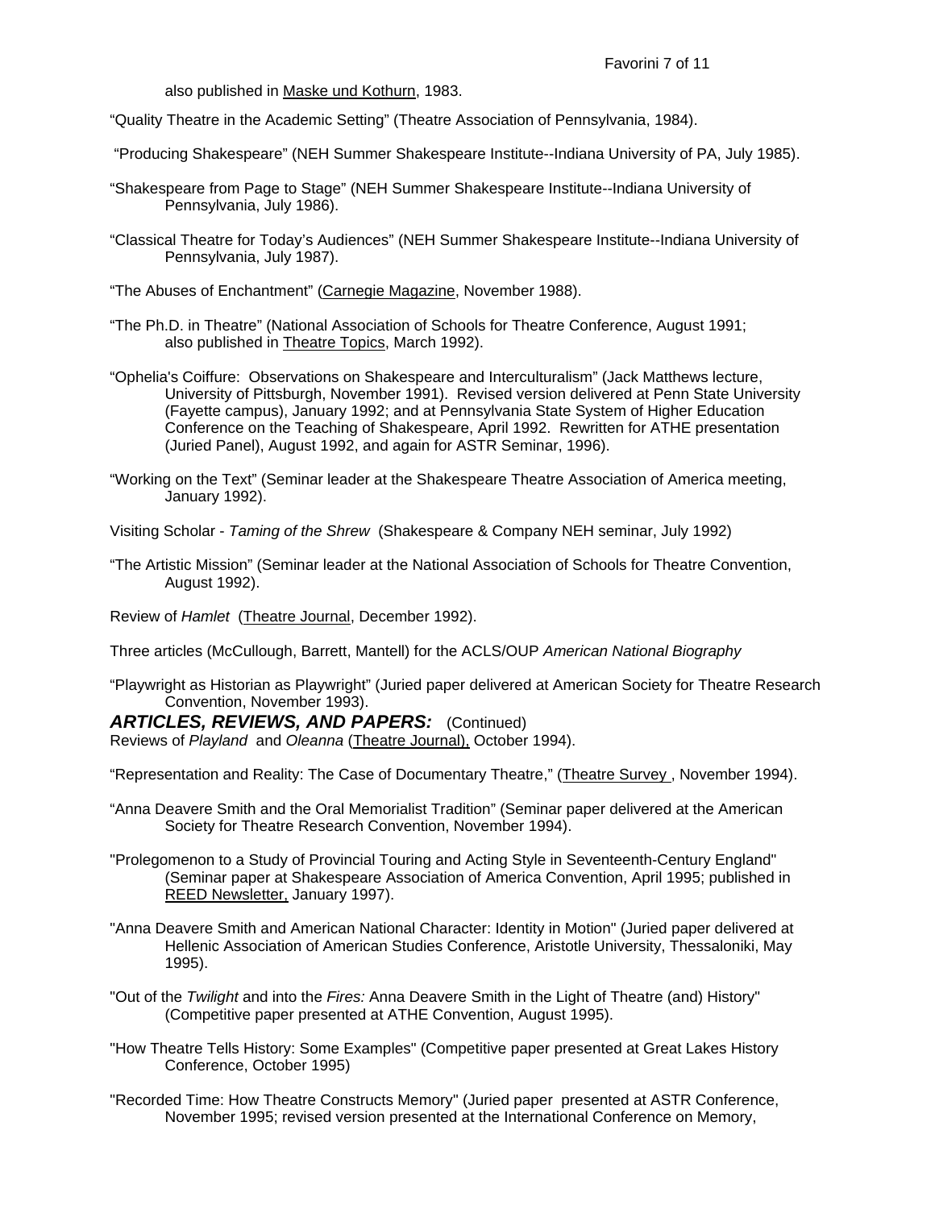also published in Maske und Kothurn, 1983.

"Quality Theatre in the Academic Setting" (Theatre Association of Pennsylvania, 1984).

"Producing Shakespeare" (NEH Summer Shakespeare Institute--Indiana University of PA, July 1985).

"Shakespeare from Page to Stage" (NEH Summer Shakespeare Institute--Indiana University of Pennsylvania, July 1986).

"Classical Theatre for Today's Audiences" (NEH Summer Shakespeare Institute--Indiana University of Pennsylvania, July 1987).

"The Abuses of Enchantment" (Carnegie Magazine, November 1988).

"The Ph.D. in Theatre" (National Association of Schools for Theatre Conference, August 1991; also published in Theatre Topics, March 1992).

"Ophelia's Coiffure: Observations on Shakespeare and Interculturalism" (Jack Matthews lecture, University of Pittsburgh, November 1991). Revised version delivered at Penn State University (Fayette campus), January 1992; and at Pennsylvania State System of Higher Education Conference on the Teaching of Shakespeare, April 1992. Rewritten for ATHE presentation (Juried Panel), August 1992, and again for ASTR Seminar, 1996).

"Working on the Text" (Seminar leader at the Shakespeare Theatre Association of America meeting, January 1992).

Visiting Scholar - *Taming of the Shrew* (Shakespeare & Company NEH seminar, July 1992)

"The Artistic Mission" (Seminar leader at the National Association of Schools for Theatre Convention, August 1992).

Review of *Hamlet* (Theatre Journal, December 1992).

Three articles (McCullough, Barrett, Mantell) for the ACLS/OUP *American National Biography*

"Playwright as Historian as Playwright" (Juried paper delivered at American Society for Theatre Research Convention, November 1993).

***ARTICLES, REVIEWS, AND PAPERS:*** (Continued)

Reviews of *Playland* and *Oleanna* (Theatre Journal), October 1994).

"Representation and Reality: The Case of Documentary Theatre," (Theatre Survey , November 1994).

"Anna Deavere Smith and the Oral Memorialist Tradition" (Seminar paper delivered at the American Society for Theatre Research Convention, November 1994).

"Prolegomenon to a Study of Provincial Touring and Acting Style in Seventeenth-Century England" (Seminar paper at Shakespeare Association of America Convention, April 1995; published in REED Newsletter, January 1997).

"Anna Deavere Smith and American National Character: Identity in Motion" (Juried paper delivered at Hellenic Association of American Studies Conference, Aristotle University, Thessaloniki, May 1995).

"Out of the *Twilight* and into the *Fires:* Anna Deavere Smith in the Light of Theatre (and) History" (Competitive paper presented at ATHE Convention, August 1995).

"How Theatre Tells History: Some Examples" (Competitive paper presented at Great Lakes History Conference, October 1995)

"Recorded Time: How Theatre Constructs Memory" (Juried paper presented at ASTR Conference, November 1995; revised version presented at the International Conference on Memory,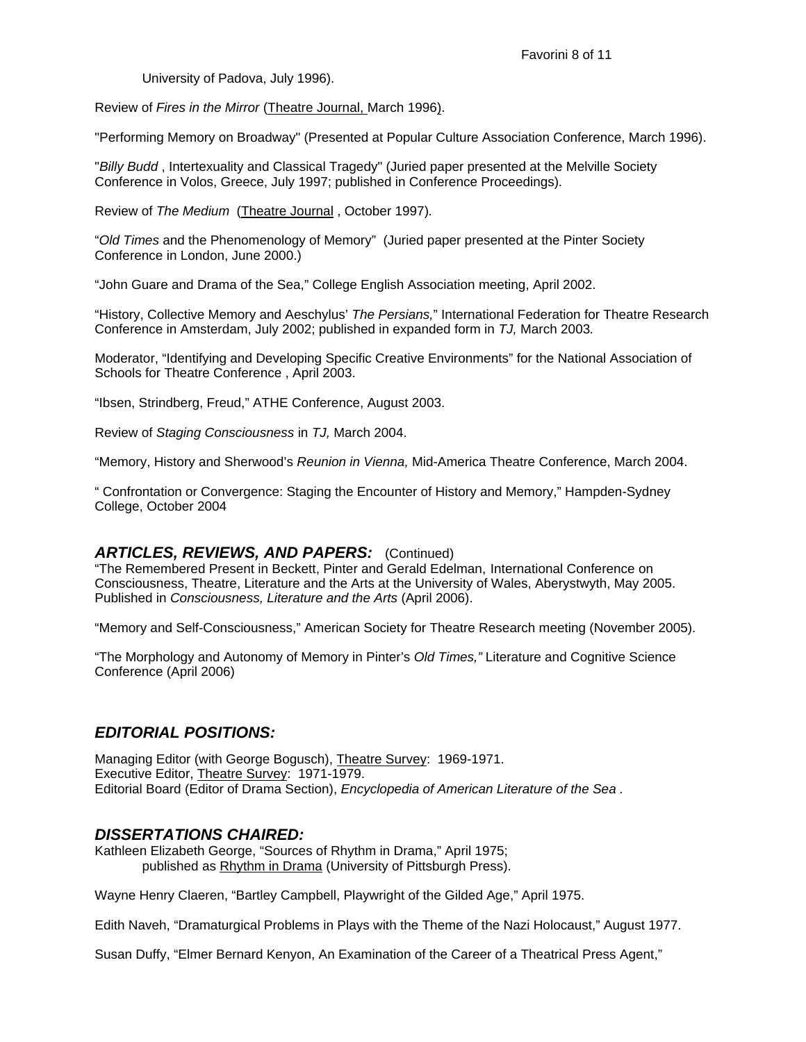University of Padova, July 1996).

Review of *Fires in the Mirror* (Theatre Journal, March 1996).

"Performing Memory on Broadway" (Presented at Popular Culture Association Conference, March 1996).

"*Billy Budd* , Intertexuality and Classical Tragedy" (Juried paper presented at the Melville Society Conference in Volos, Greece, July 1997; published in Conference Proceedings).

Review of *The Medium* (Theatre Journal , October 1997).

"*Old Times* and the Phenomenology of Memory" (Juried paper presented at the Pinter Society Conference in London, June 2000.)

"John Guare and Drama of the Sea," College English Association meeting, April 2002.

"History, Collective Memory and Aeschylus' *The Persians,*" International Federation for Theatre Research Conference in Amsterdam, July 2002; published in expanded form in *TJ,* March 2003*.*

Moderator, "Identifying and Developing Specific Creative Environments" for the National Association of Schools for Theatre Conference , April 2003.

"Ibsen, Strindberg, Freud," ATHE Conference, August 2003.

Review of *Staging Consciousness* in *TJ,* March 2004.

"Memory, History and Sherwood's *Reunion in Vienna,* Mid-America Theatre Conference, March 2004.

" Confrontation or Convergence: Staging the Encounter of History and Memory," Hampden-Sydney College, October 2004

## *ARTICLES, REVIEWS, AND PAPERS:* (Continued)

"The Remembered Present in Beckett, Pinter and Gerald Edelman, International Conference on Consciousness, Theatre, Literature and the Arts at the University of Wales, Aberystwyth, May 2005. Published in *Consciousness, Literature and the Arts* (April 2006).

"Memory and Self-Consciousness," American Society for Theatre Research meeting (November 2005).

"The Morphology and Autonomy of Memory in Pinter's *Old Times,"* Literature and Cognitive Science Conference (April 2006)

## *EDITORIAL POSITIONS:*

Managing Editor (with George Bogusch), Theatre Survey: 1969-1971.
Executive Editor, Theatre Survey: 1971-1979.
Editorial Board (Editor of Drama Section), *Encyclopedia of American Literature of the Sea* .

## *DISSERTATIONS CHAIRED:*

Kathleen Elizabeth George, "Sources of Rhythm in Drama," April 1975;
published as Rhythm in Drama (University of Pittsburgh Press).

Wayne Henry Claeren, "Bartley Campbell, Playwright of the Gilded Age," April 1975.

Edith Naveh, "Dramaturgical Problems in Plays with the Theme of the Nazi Holocaust," August 1977.

Susan Duffy, "Elmer Bernard Kenyon, An Examination of the Career of a Theatrical Press Agent,"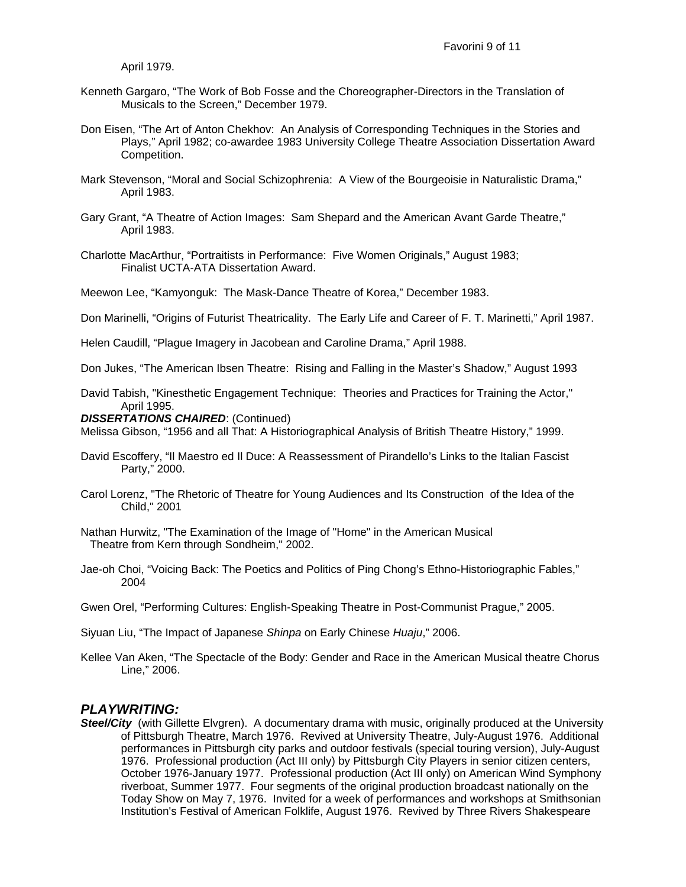April 1979.

Kenneth Gargaro, “The Work of Bob Fosse and the Choreographer-Directors in the Translation of Musicals to the Screen,” December 1979.

Don Eisen, “The Art of Anton Chekhov: An Analysis of Corresponding Techniques in the Stories and Plays,” April 1982; co-awardee 1983 University College Theatre Association Dissertation Award Competition.

Mark Stevenson, “Moral and Social Schizophrenia: A View of the Bourgeoisie in Naturalistic Drama,” April 1983.

Gary Grant, “A Theatre of Action Images: Sam Shepard and the American Avant Garde Theatre,” April 1983.

Charlotte MacArthur, “Portraitists in Performance: Five Women Originals,” August 1983; Finalist UCTA-ATA Dissertation Award.

Meewon Lee, “Kamyonguk: The Mask-Dance Theatre of Korea,” December 1983.

Don Marinelli, “Origins of Futurist Theatricality. The Early Life and Career of F. T. Marinetti,” April 1987.

Helen Caudill, “Plague Imagery in Jacobean and Caroline Drama,” April 1988.

Don Jukes, “The American Ibsen Theatre: Rising and Falling in the Master’s Shadow,” August 1993

David Tabish, "Kinesthetic Engagement Technique: Theories and Practices for Training the Actor," April 1995.

***DISSERTATIONS CHAIRED***: (Continued)

Melissa Gibson, “1956 and all That: A Historiographical Analysis of British Theatre History,” 1999.

David Escoffery, “Il Maestro ed Il Duce: A Reassessment of Pirandello’s Links to the Italian Fascist Party,” 2000.

Carol Lorenz, "The Rhetoric of Theatre for Young Audiences and Its Construction of the Idea of the Child," 2001

Nathan Hurwitz, "The Examination of the Image of "Home" in the American Musical Theatre from Kern through Sondheim," 2002.

Jae-oh Choi, “Voicing Back: The Poetics and Politics of Ping Chong’s Ethno-Historiographic Fables,” 2004

Gwen Orel, “Performing Cultures: English-Speaking Theatre in Post-Communist Prague,” 2005.

Siyuan Liu, “The Impact of Japanese *Shinpa* on Early Chinese *Huaju*,” 2006.

Kellee Van Aken, “The Spectacle of the Body: Gender and Race in the American Musical theatre Chorus Line,” 2006.

## *PLAYWRITING:*

***Steel/City*** (with Gillette Elvgren). A documentary drama with music, originally produced at the University of Pittsburgh Theatre, March 1976. Revived at University Theatre, July-August 1976. Additional performances in Pittsburgh city parks and outdoor festivals (special touring version), July-August 1976. Professional production (Act III only) by Pittsburgh City Players in senior citizen centers, October 1976-January 1977. Professional production (Act III only) on American Wind Symphony riverboat, Summer 1977. Four segments of the original production broadcast nationally on the Today Show on May 7, 1976. Invited for a week of performances and workshops at Smithsonian Institution's Festival of American Folklife, August 1976. Revived by Three Rivers Shakespeare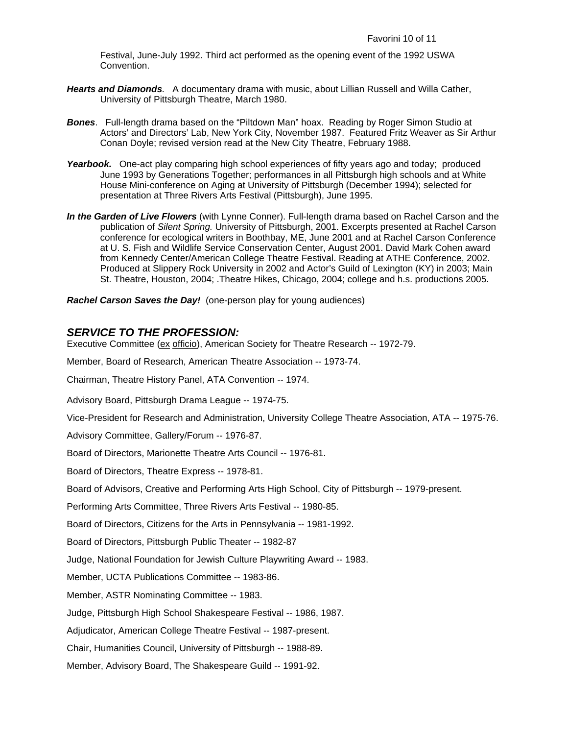Festival, June-July 1992. Third act performed as the opening event of the 1992 USWA Convention.

***Hearts and Diamonds**.* A documentary drama with music, about Lillian Russell and Willa Cather, University of Pittsburgh Theatre, March 1980.

***Bones***. Full-length drama based on the "Piltdown Man" hoax. Reading by Roger Simon Studio at Actors' and Directors' Lab, New York City, November 1987. Featured Fritz Weaver as Sir Arthur Conan Doyle; revised version read at the New City Theatre, February 1988.

***Yearbook.*** One-act play comparing high school experiences of fifty years ago and today; produced June 1993 by Generations Together; performances in all Pittsburgh high schools and at White House Mini-conference on Aging at University of Pittsburgh (December 1994); selected for presentation at Three Rivers Arts Festival (Pittsburgh), June 1995.

***In the Garden of Live Flowers*** (with Lynne Conner). Full-length drama based on Rachel Carson and the publication of *Silent Spring.* University of Pittsburgh, 2001. Excerpts presented at Rachel Carson conference for ecological writers in Boothbay, ME, June 2001 and at Rachel Carson Conference at U. S. Fish and Wildlife Service Conservation Center, August 2001. David Mark Cohen award from Kennedy Center/American College Theatre Festival. Reading at ATHE Conference, 2002. Produced at Slippery Rock University in 2002 and Actor's Guild of Lexington (KY) in 2003; Main St. Theatre, Houston, 2004; .Theatre Hikes, Chicago, 2004; college and h.s. productions 2005.

***Rachel Carson Saves the Day!*** (one-person play for young audiences)

## *SERVICE TO THE PROFESSION:*

Executive Committee (ex officio), American Society for Theatre Research -- 1972-79.

Member, Board of Research, American Theatre Association -- 1973-74.

Chairman, Theatre History Panel, ATA Convention -- 1974.

Advisory Board, Pittsburgh Drama League -- 1974-75.

Vice-President for Research and Administration, University College Theatre Association, ATA -- 1975-76.

Advisory Committee, Gallery/Forum -- 1976-87.

Board of Directors, Marionette Theatre Arts Council -- 1976-81.

Board of Directors, Theatre Express -- 1978-81.

Board of Advisors, Creative and Performing Arts High School, City of Pittsburgh -- 1979-present.

Performing Arts Committee, Three Rivers Arts Festival -- 1980-85.

Board of Directors, Citizens for the Arts in Pennsylvania -- 1981-1992.

Board of Directors, Pittsburgh Public Theater -- 1982-87

Judge, National Foundation for Jewish Culture Playwriting Award -- 1983.

Member, UCTA Publications Committee -- 1983-86.

Member, ASTR Nominating Committee -- 1983.

Judge, Pittsburgh High School Shakespeare Festival -- 1986, 1987.

Adjudicator, American College Theatre Festival -- 1987-present.

Chair, Humanities Council, University of Pittsburgh -- 1988-89.

Member, Advisory Board, The Shakespeare Guild -- 1991-92.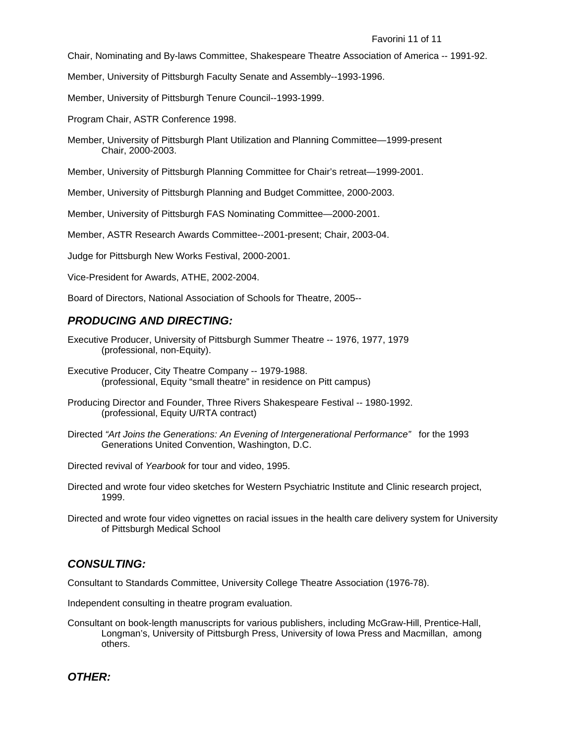Chair, Nominating and By-laws Committee, Shakespeare Theatre Association of America -- 1991-92.

Member, University of Pittsburgh Faculty Senate and Assembly--1993-1996.

Member, University of Pittsburgh Tenure Council--1993-1999.

Program Chair, ASTR Conference 1998.

Member, University of Pittsburgh Plant Utilization and Planning Committee—1999-present
    Chair, 2000-2003.

Member, University of Pittsburgh Planning Committee for Chair's retreat—1999-2001.

Member, University of Pittsburgh Planning and Budget Committee, 2000-2003.

Member, University of Pittsburgh FAS Nominating Committee—2000-2001.

Member, ASTR Research Awards Committee--2001-present; Chair, 2003-04.

Judge for Pittsburgh New Works Festival, 2000-2001.

Vice-President for Awards, ATHE, 2002-2004.

Board of Directors, National Association of Schools for Theatre, 2005--

## *PRODUCING AND DIRECTING:*

Executive Producer, University of Pittsburgh Summer Theatre -- 1976, 1977, 1979
    (professional, non-Equity).

Executive Producer, City Theatre Company -- 1979-1988.
    (professional, Equity "small theatre" in residence on Pitt campus)

Producing Director and Founder, Three Rivers Shakespeare Festival -- 1980-1992.
    (professional, Equity U/RTA contract)

Directed *"Art Joins the Generations: An Evening of Intergenerational Performance"* for the 1993 Generations United Convention, Washington, D.C.

Directed revival of *Yearbook* for tour and video, 1995.

Directed and wrote four video sketches for Western Psychiatric Institute and Clinic research project, 1999.

Directed and wrote four video vignettes on racial issues in the health care delivery system for University of Pittsburgh Medical School

## *CONSULTING:*

Consultant to Standards Committee, University College Theatre Association (1976-78).

Independent consulting in theatre program evaluation.

Consultant on book-length manuscripts for various publishers, including McGraw-Hill, Prentice-Hall, Longman's, University of Pittsburgh Press, University of Iowa Press and Macmillan, among others.

## *OTHER:*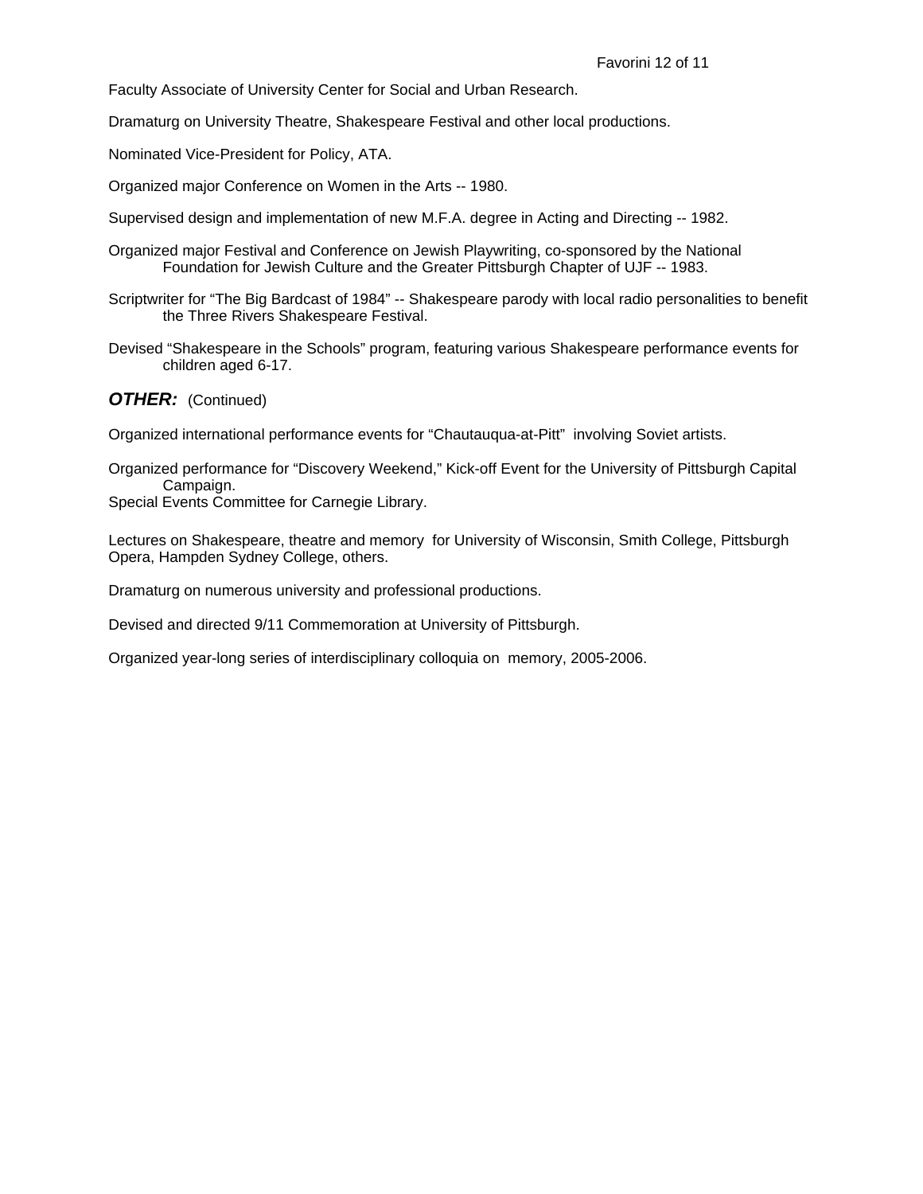Faculty Associate of University Center for Social and Urban Research.

Dramaturg on University Theatre, Shakespeare Festival and other local productions.

Nominated Vice-President for Policy, ATA.

Organized major Conference on Women in the Arts -- 1980.

Supervised design and implementation of new M.F.A. degree in Acting and Directing -- 1982.

Organized major Festival and Conference on Jewish Playwriting, co-sponsored by the National Foundation for Jewish Culture and the Greater Pittsburgh Chapter of UJF -- 1983.

Scriptwriter for "The Big Bardcast of 1984" -- Shakespeare parody with local radio personalities to benefit the Three Rivers Shakespeare Festival.

Devised "Shakespeare in the Schools" program, featuring various Shakespeare performance events for children aged 6-17.

## ***OTHER:*** (Continued)

Organized international performance events for "Chautauqua-at-Pitt" involving Soviet artists.

Organized performance for "Discovery Weekend," Kick-off Event for the University of Pittsburgh Capital Campaign.

Special Events Committee for Carnegie Library.

Lectures on Shakespeare, theatre and memory for University of Wisconsin, Smith College, Pittsburgh Opera, Hampden Sydney College, others.

Dramaturg on numerous university and professional productions.

Devised and directed 9/11 Commemoration at University of Pittsburgh.

Organized year-long series of interdisciplinary colloquia on memory, 2005-2006.